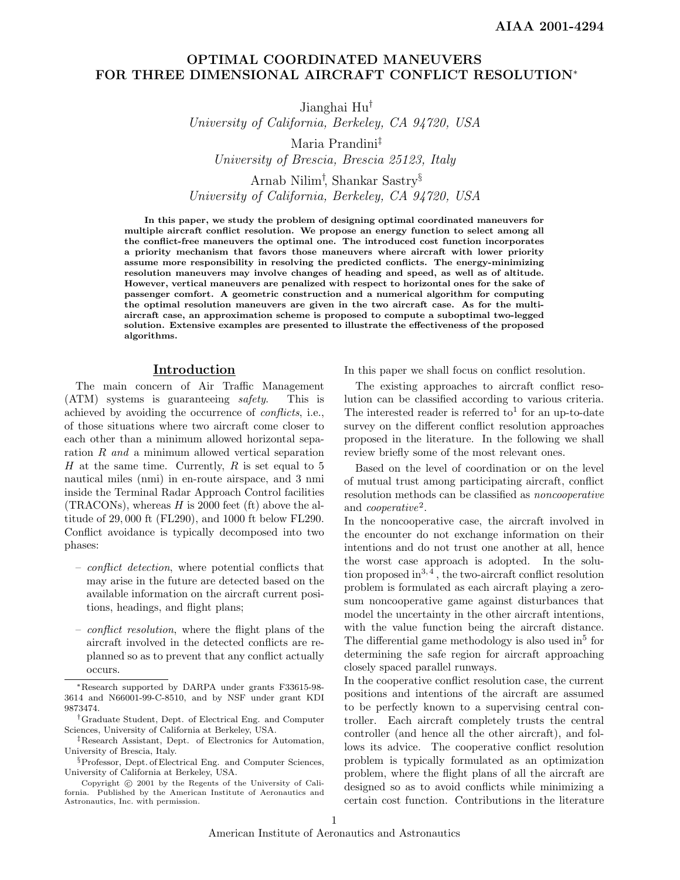# OPTIMAL COORDINATED MANEUVERS FOR THREE DIMENSIONAL AIRCRAFT CONFLICT RESOLUTION*

Jianghai Hu[†]
*University of California, Berkeley, CA 94720, USA*

Maria Prandini[‡]
*University of Brescia, Brescia 25123, Italy*

Arnab Nilim[†], Shankar Sastry[§]
*University of California, Berkeley, CA 94720, USA*

**In this paper, we study the problem of designing optimal coordinated maneuvers for multiple aircraft conflict resolution. We propose an energy function to select among all the conflict-free maneuvers the optimal one. The introduced cost function incorporates a priority mechanism that favors those maneuvers where aircraft with lower priority assume more responsibility in resolving the predicted conflicts. The energy-minimizing resolution maneuvers may involve changes of heading and speed, as well as of altitude. However, vertical maneuvers are penalized with respect to horizontal ones for the sake of passenger comfort. A geometric construction and a numerical algorithm for computing the optimal resolution maneuvers are given in the two aircraft case. As for the multi-aircraft case, an approximation scheme is proposed to compute a suboptimal two-legged solution. Extensive examples are presented to illustrate the effectiveness of the proposed algorithms.**

## Introduction

The main concern of Air Traffic Management (ATM) systems is guaranteeing *safety*. This is achieved by avoiding the occurrence of *conflicts*, i.e., of those situations where two aircraft come closer to each other than a minimum allowed horizontal separation $R$ *and* a minimum allowed vertical separation $H$ at the same time. Currently, $R$ is set equal to 5 nautical miles (nmi) in en-route airspace, and 3 nmi inside the Terminal Radar Approach Control facilities (TRACONs), whereas $H$ is 2000 feet (ft) above the altitude of 29,000 ft (FL290), and 1000 ft below FL290. Conflict avoidance is typically decomposed into two phases:

- *conflict detection*, where potential conflicts that may arise in the future are detected based on the available information on the aircraft current positions, headings, and flight plans;
- *conflict resolution*, where the flight plans of the aircraft involved in the detected conflicts are replanned so as to prevent that any conflict actually occurs.

In this paper we shall focus on conflict resolution.

The existing approaches to aircraft conflict resolution can be classified according to various criteria. The interested reader is referred to[1] for an up-to-date survey on the different conflict resolution approaches proposed in the literature. In the following we shall review briefly some of the most relevant ones.

Based on the level of coordination or on the level of mutual trust among participating aircraft, conflict resolution methods can be classified as *noncooperative* and *cooperative*[2].

In the noncooperative case, the aircraft involved in the encounter do not exchange information on their intentions and do not trust one another at all, hence the worst case approach is adopted. In the solution proposed in[3,4], the two-aircraft conflict resolution problem is formulated as each aircraft playing a zero-sum noncooperative game against disturbances that model the uncertainty in the other aircraft intentions, with the value function being the aircraft distance. The differential game methodology is also used in[5] for determining the safe region for aircraft approaching closely spaced parallel runways.

In the cooperative conflict resolution case, the current positions and intentions of the aircraft are assumed to be perfectly known to a supervising central controller. Each aircraft completely trusts the central controller (and hence all the other aircraft), and follows its advice. The cooperative conflict resolution problem is typically formulated as an optimization problem, where the flight plans of all the aircraft are designed so as to avoid conflicts while minimizing a certain cost function. Contributions in the literature

---

*Research supported by DARPA under grants F33615-98-3614 and N66001-99-C-8510, and by NSF under grant KDI 9873474.

†Graduate Student, Dept. of Electrical Eng. and Computer Sciences, University of California at Berkeley, USA.

‡Research Assistant, Dept. of Electronics for Automation, University of Brescia, Italy.

§Professor, Dept. of Electrical Eng. and Computer Sciences, University of California at Berkeley, USA.

Copyright © 2001 by the Regents of the University of California. Published by the American Institute of Aeronautics and Astronautics, Inc. with permission.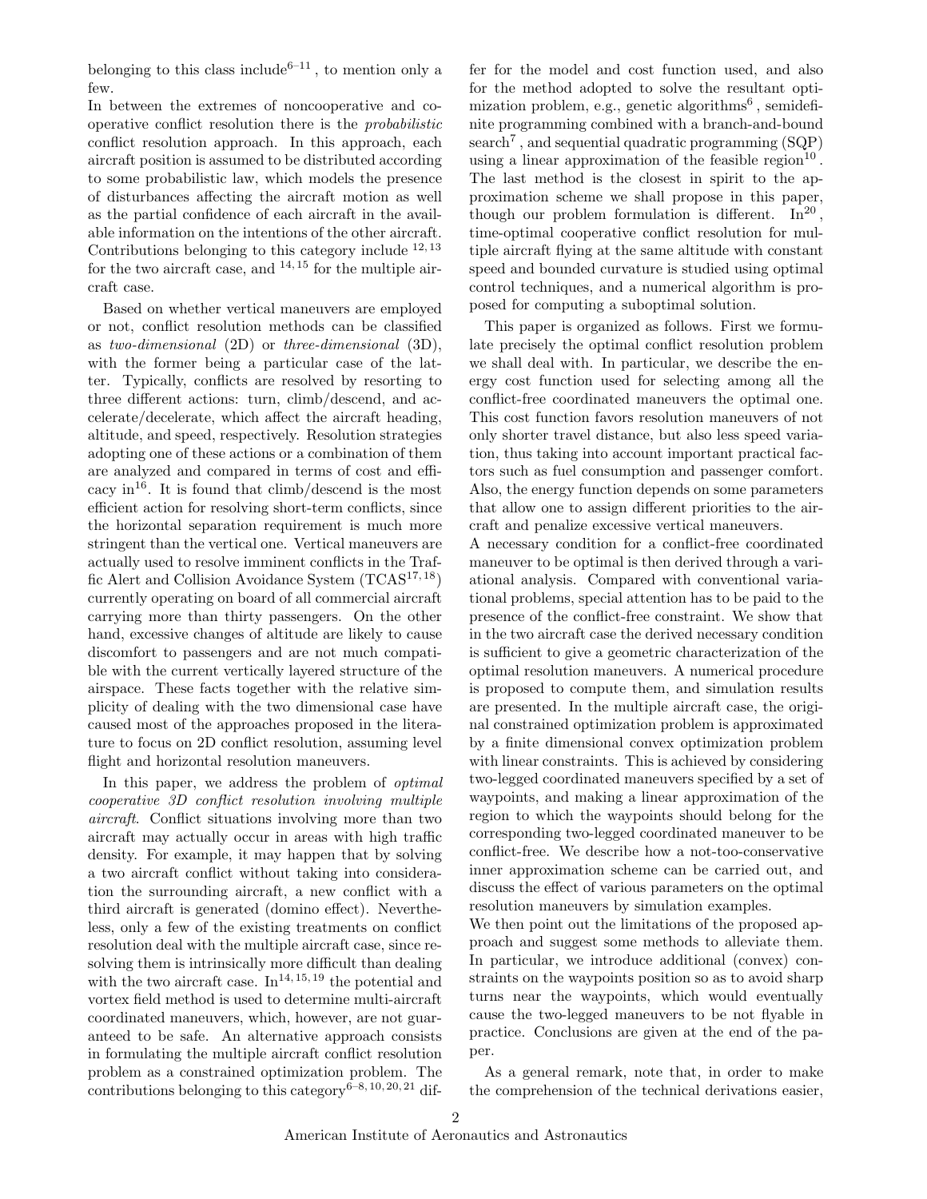belonging to this class include[6–11], to mention only a few.

In between the extremes of noncooperative and cooperative conflict resolution there is the *probabilistic* conflict resolution approach. In this approach, each aircraft position is assumed to be distributed according to some probabilistic law, which models the presence of disturbances affecting the aircraft motion as well as the partial confidence of each aircraft in the available information on the intentions of the other aircraft. Contributions belonging to this category include [12,13] for the two aircraft case, and [14,15] for the multiple aircraft case.

Based on whether vertical maneuvers are employed or not, conflict resolution methods can be classified as *two-dimensional* (2D) or *three-dimensional* (3D), with the former being a particular case of the latter. Typically, conflicts are resolved by resorting to three different actions: turn, climb/descend, and accelerate/decelerate, which affect the aircraft heading, altitude, and speed, respectively. Resolution strategies adopting one of these actions or a combination of them are analyzed and compared in terms of cost and efficacy in[16]. It is found that climb/descend is the most efficient action for resolving short-term conflicts, since the horizontal separation requirement is much more stringent than the vertical one. Vertical maneuvers are actually used to resolve imminent conflicts in the Traffic Alert and Collision Avoidance System (TCAS[17,18]) currently operating on board of all commercial aircraft carrying more than thirty passengers. On the other hand, excessive changes of altitude are likely to cause discomfort to passengers and are not much compatible with the current vertically layered structure of the airspace. These facts together with the relative simplicity of dealing with the two dimensional case have caused most of the approaches proposed in the literature to focus on 2D conflict resolution, assuming level flight and horizontal resolution maneuvers.

In this paper, we address the problem of *optimal cooperative 3D conflict resolution involving multiple aircraft*. Conflict situations involving more than two aircraft may actually occur in areas with high traffic density. For example, it may happen that by solving a two aircraft conflict without taking into consideration the surrounding aircraft, a new conflict with a third aircraft is generated (domino effect). Nevertheless, only a few of the existing treatments on conflict resolution deal with the multiple aircraft case, since resolving them is intrinsically more difficult than dealing with the two aircraft case. In[14,15,19] the potential and vortex field method is used to determine multi-aircraft coordinated maneuvers, which, however, are not guaranteed to be safe. An alternative approach consists in formulating the multiple aircraft conflict resolution problem as a constrained optimization problem. The contributions belonging to this category[6–8,10,20,21] differ for the model and cost function used, and also for the method adopted to solve the resultant optimization problem, e.g., genetic algorithms[6], semidefinite programming combined with a branch-and-bound search[7], and sequential quadratic programming (SQP) using a linear approximation of the feasible region[10]. The last method is the closest in spirit to the approximation scheme we shall propose in this paper, though our problem formulation is different. In[20], time-optimal cooperative conflict resolution for multiple aircraft flying at the same altitude with constant speed and bounded curvature is studied using optimal control techniques, and a numerical algorithm is proposed for computing a suboptimal solution.

This paper is organized as follows. First we formulate precisely the optimal conflict resolution problem we shall deal with. In particular, we describe the energy cost function used for selecting among all the conflict-free coordinated maneuvers the optimal one. This cost function favors resolution maneuvers of not only shorter travel distance, but also less speed variation, thus taking into account important practical factors such as fuel consumption and passenger comfort. Also, the energy function depends on some parameters that allow one to assign different priorities to the aircraft and penalize excessive vertical maneuvers.
A necessary condition for a conflict-free coordinated maneuver to be optimal is then derived through a variational analysis. Compared with conventional variational problems, special attention has to be paid to the presence of the conflict-free constraint. We show that in the two aircraft case the derived necessary condition is sufficient to give a geometric characterization of the optimal resolution maneuvers. A numerical procedure is proposed to compute them, and simulation results are presented. In the multiple aircraft case, the original constrained optimization problem is approximated by a finite dimensional convex optimization problem with linear constraints. This is achieved by considering two-legged coordinated maneuvers specified by a set of waypoints, and making a linear approximation of the region to which the waypoints should belong for the corresponding two-legged coordinated maneuver to be conflict-free. We describe how a not-too-conservative inner approximation scheme can be carried out, and discuss the effect of various parameters on the optimal resolution maneuvers by simulation examples.
We then point out the limitations of the proposed approach and suggest some methods to alleviate them. In particular, we introduce additional (convex) constraints on the waypoints position so as to avoid sharp turns near the waypoints, which would eventually cause the two-legged maneuvers to be not flyable in practice. Conclusions are given at the end of the paper.

As a general remark, note that, in order to make the comprehension of the technical derivations easier,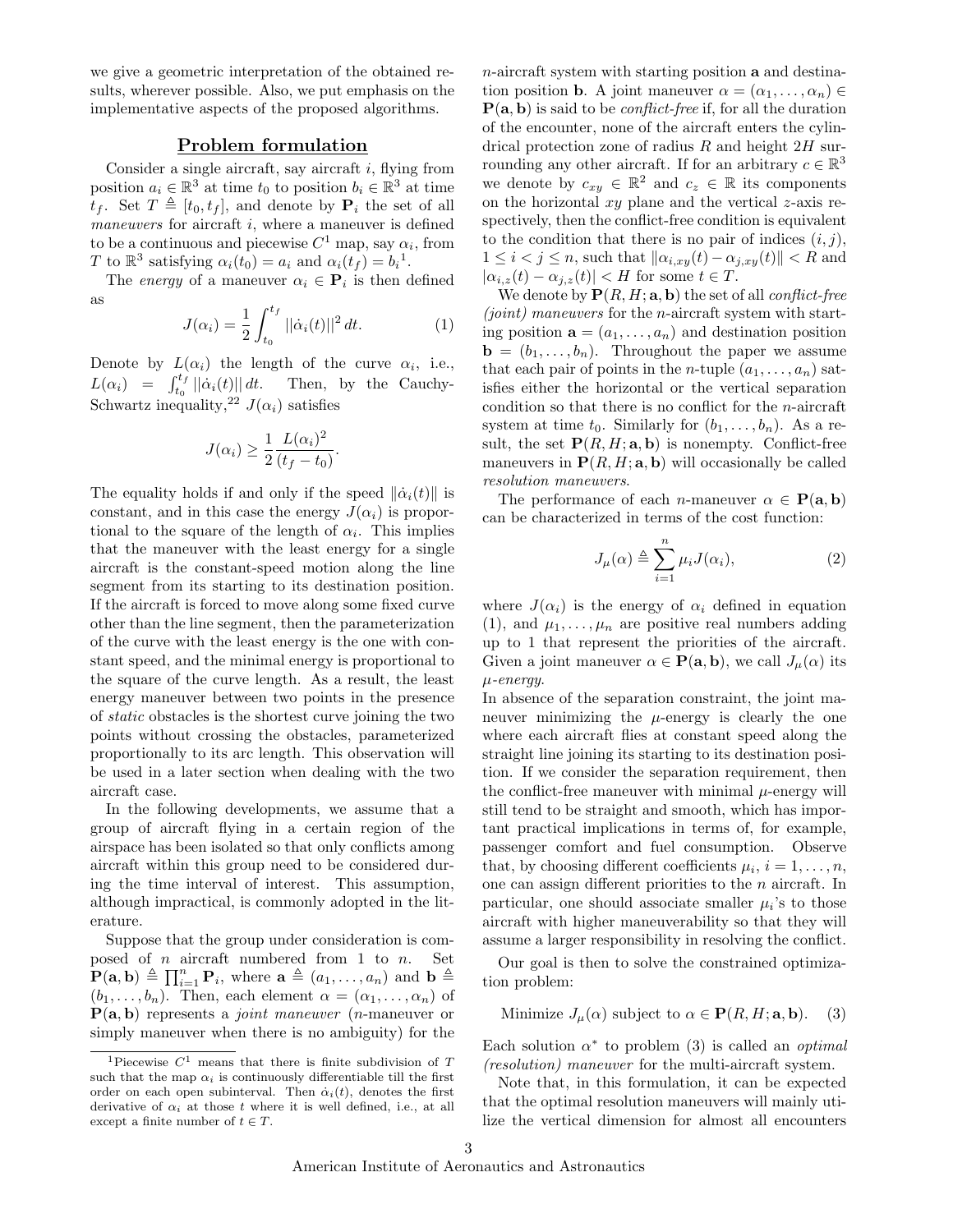we give a geometric interpretation of the obtained results, wherever possible. Also, we put emphasis on the implementative aspects of the proposed algorithms.

## Problem formulation

Consider a single aircraft, say aircraft $i$, flying from position $a_i \in \mathbb{R}^3$ at time $t_0$ to position $b_i \in \mathbb{R}^3$ at time $t_f$. Set $T \triangleq [t_0, t_f]$, and denote by $\mathbf{P}_i$ the set of all *maneuvers* for aircraft $i$, where a maneuver is defined to be a continuous and piecewise $C^1$ map, say $\alpha_i$, from $T$ to $\mathbb{R}^3$ satisfying $\alpha_i(t_0) = a_i$ and $\alpha_i(t_f) = b_i$[1].

The *energy* of a maneuver $\alpha_i \in \mathbf{P}_i$ is then defined as

$$J(\alpha_i) = \frac{1}{2}\int_{t_0}^{t_f} ||\dot{\alpha}_i(t)||^2\, dt. \qquad (1)$$

Denote by $L(\alpha_i)$ the length of the curve $\alpha_i$, i.e., $L(\alpha_i) = \int_{t_0}^{t_f} ||\dot{\alpha}_i(t)||\, dt$. Then, by the Cauchy-Schwartz inequality,[22] $J(\alpha_i)$ satisfies

$$J(\alpha_i) \geq \frac{1}{2}\frac{L(\alpha_i)^2}{(t_f - t_0)}.$$

The equality holds if and only if the speed $\|\dot{\alpha}_i(t)\|$ is constant, and in this case the energy $J(\alpha_i)$ is proportional to the square of the length of $\alpha_i$. This implies that the maneuver with the least energy for a single aircraft is the constant-speed motion along the line segment from its starting to its destination position. If the aircraft is forced to move along some fixed curve other than the line segment, then the parameterization of the curve with the least energy is the one with constant speed, and the minimal energy is proportional to the square of the curve length. As a result, the least energy maneuver between two points in the presence of *static* obstacles is the shortest curve joining the two points without crossing the obstacles, parameterized proportionally to its arc length. This observation will be used in a later section when dealing with the two aircraft case.

In the following developments, we assume that a group of aircraft flying in a certain region of the airspace has been isolated so that only conflicts among aircraft within this group need to be considered during the time interval of interest. This assumption, although impractical, is commonly adopted in the literature.

Suppose that the group under consideration is composed of $n$ aircraft numbered from 1 to $n$. Set $\mathbf{P}(\mathbf{a}, \mathbf{b}) \triangleq \prod_{i=1}^{n} \mathbf{P}_i$, where $\mathbf{a} \triangleq (a_1, \ldots, a_n)$ and $\mathbf{b} \triangleq (b_1, \ldots, b_n)$. Then, each element $\alpha = (\alpha_1, \ldots, \alpha_n)$ of $\mathbf{P}(\mathbf{a}, \mathbf{b})$ represents a *joint maneuver* ($n$-maneuver or simply maneuver when there is no ambiguity) for the $n$-aircraft system with starting position $\mathbf{a}$ and destination position $\mathbf{b}$. A joint maneuver $\alpha = (\alpha_1, \ldots, \alpha_n) \in \mathbf{P}(\mathbf{a}, \mathbf{b})$ is said to be *conflict-free* if, for all the duration of the encounter, none of the aircraft enters the cylindrical protection zone of radius $R$ and height $2H$ surrounding any other aircraft. If for an arbitrary $c \in \mathbb{R}^3$ we denote by $c_{xy} \in \mathbb{R}^2$ and $c_z \in \mathbb{R}$ its components on the horizontal $xy$ plane and the vertical $z$-axis respectively, then the conflict-free condition is equivalent to the condition that there is no pair of indices $(i, j)$, $1 \leq i < j \leq n$, such that $\|\alpha_{i,xy}(t) - \alpha_{j,xy}(t)\| < R$ and $|\alpha_{i,z}(t) - \alpha_{j,z}(t)| < H$ for some $t \in T$.

We denote by $\mathbf{P}(R, H; \mathbf{a}, \mathbf{b})$ the set of all *conflict-free (joint) maneuvers* for the $n$-aircraft system with starting position $\mathbf{a} = (a_1, \ldots, a_n)$ and destination position $\mathbf{b} = (b_1, \ldots, b_n)$. Throughout the paper we assume that each pair of points in the $n$-tuple $(a_1, \ldots, a_n)$ satisfies either the horizontal or the vertical separation condition so that there is no conflict for the $n$-aircraft system at time $t_0$. Similarly for $(b_1, \ldots, b_n)$. As a result, the set $\mathbf{P}(R, H; \mathbf{a}, \mathbf{b})$ is nonempty. Conflict-free maneuvers in $\mathbf{P}(R, H; \mathbf{a}, \mathbf{b})$ will occasionally be called *resolution maneuvers*.

The performance of each $n$-maneuver $\alpha \in \mathbf{P}(\mathbf{a}, \mathbf{b})$ can be characterized in terms of the cost function:

$$J_\mu(\alpha) \triangleq \sum_{i=1}^{n} \mu_i J(\alpha_i), \qquad (2)$$

where $J(\alpha_i)$ is the energy of $\alpha_i$ defined in equation (1), and $\mu_1, \ldots, \mu_n$ are positive real numbers adding up to 1 that represent the priorities of the aircraft. Given a joint maneuver $\alpha \in \mathbf{P}(\mathbf{a}, \mathbf{b})$, we call $J_\mu(\alpha)$ its *$\mu$-energy*.

In absence of the separation constraint, the joint maneuver minimizing the $\mu$-energy is clearly the one where each aircraft flies at constant speed along the straight line joining its starting to its destination position. If we consider the separation requirement, then the conflict-free maneuver with minimal $\mu$-energy will still tend to be straight and smooth, which has important practical implications in terms of, for example, passenger comfort and fuel consumption. Observe that, by choosing different coefficients $\mu_i$, $i = 1, \ldots, n$, one can assign different priorities to the $n$ aircraft. In particular, one should associate smaller $\mu_i$'s to those aircraft with higher maneuverability so that they will assume a larger responsibility in resolving the conflict.

Our goal is then to solve the constrained optimization problem:

$$\text{Minimize } J_\mu(\alpha) \text{ subject to } \alpha \in \mathbf{P}(R, H; \mathbf{a}, \mathbf{b}). \qquad (3)$$

Each solution $\alpha^*$ to problem (3) is called an *optimal (resolution) maneuver* for the multi-aircraft system.

Note that, in this formulation, it can be expected that the optimal resolution maneuvers will mainly utilize the vertical dimension for almost all encounters

---

[1] Piecewise $C^1$ means that there is finite subdivision of $T$ such that the map $\alpha_i$ is continuously differentiable till the first order on each open subinterval. Then $\dot{\alpha}_i(t)$, denotes the first derivative of $\alpha_i$ at those $t$ where it is well defined, i.e., at all except a finite number of $t \in T$.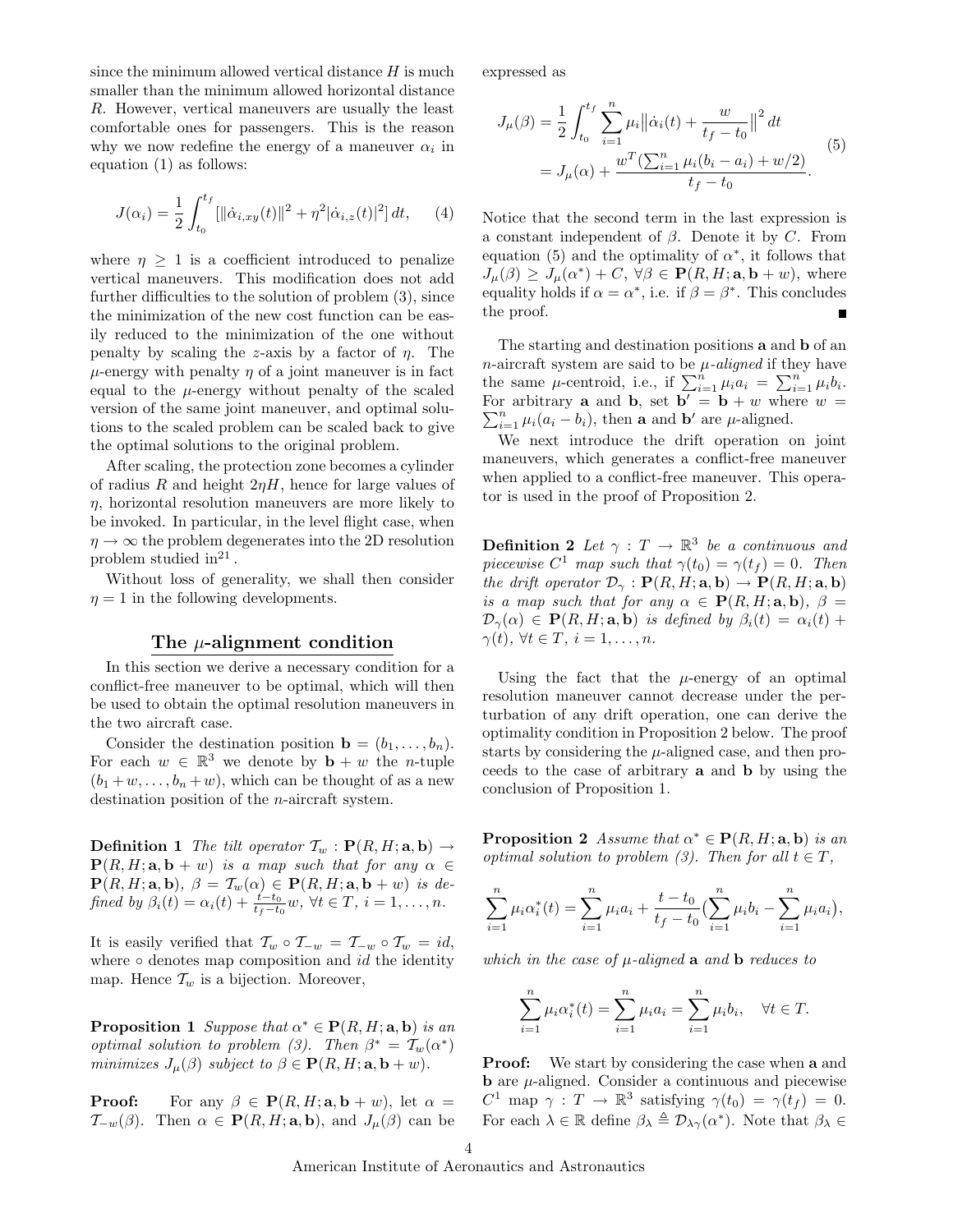since the minimum allowed vertical distance $H$ is much smaller than the minimum allowed horizontal distance $R$. However, vertical maneuvers are usually the least comfortable ones for passengers. This is the reason why we now redefine the energy of a maneuver $\alpha_i$ in equation (1) as follows:

$$J(\alpha_i) = \frac{1}{2}\int_{t_0}^{t_f} [\|\dot{\alpha}_{i,xy}(t)\|^2 + \eta^2|\dot{\alpha}_{i,z}(t)|^2]\, dt, \qquad (4)$$

where $\eta \geq 1$ is a coefficient introduced to penalize vertical maneuvers. This modification does not add further difficulties to the solution of problem (3), since the minimization of the new cost function can be easily reduced to the minimization of the one without penalty by scaling the $z$-axis by a factor of $\eta$. The $\mu$-energy with penalty $\eta$ of a joint maneuver is in fact equal to the $\mu$-energy without penalty of the scaled version of the same joint maneuver, and optimal solutions to the scaled problem can be scaled back to give the optimal solutions to the original problem.

After scaling, the protection zone becomes a cylinder of radius $R$ and height $2\eta H$, hence for large values of $\eta$, horizontal resolution maneuvers are more likely to be invoked. In particular, in the level flight case, when $\eta \to \infty$ the problem degenerates into the 2D resolution problem studied in[21].

Without loss of generality, we shall then consider $\eta = 1$ in the following developments.

## The $\mu$-alignment condition

In this section we derive a necessary condition for a conflict-free maneuver to be optimal, which will then be used to obtain the optimal resolution maneuvers in the two aircraft case.

Consider the destination position $\mathbf{b} = (b_1, \ldots, b_n)$. For each $w \in \mathbb{R}^3$ we denote by $\mathbf{b} + w$ the $n$-tuple $(b_1 + w, \ldots, b_n + w)$, which can be thought of as a new destination position of the $n$-aircraft system.

**Definition 1** *The tilt operator $\mathcal{T}_w : \mathbf{P}(R, H; \mathbf{a}, \mathbf{b}) \to \mathbf{P}(R, H; \mathbf{a}, \mathbf{b} + w)$ is a map such that for any $\alpha \in \mathbf{P}(R, H; \mathbf{a}, \mathbf{b})$, $\beta = \mathcal{T}_w(\alpha) \in \mathbf{P}(R, H; \mathbf{a}, \mathbf{b} + w)$ is defined by $\beta_i(t) = \alpha_i(t) + \frac{t-t_0}{t_f-t_0}w$, $\forall t \in T$, $i = 1, \ldots, n$.*

It is easily verified that $\mathcal{T}_w \circ \mathcal{T}_{-w} = \mathcal{T}_{-w} \circ \mathcal{T}_w = id$, where $\circ$ denotes map composition and $id$ the identity map. Hence $\mathcal{T}_w$ is a bijection. Moreover,

**Proposition 1** *Suppose that $\alpha^* \in \mathbf{P}(R, H; \mathbf{a}, \mathbf{b})$ is an optimal solution to problem (3). Then $\beta^* = \mathcal{T}_w(\alpha^*)$ minimizes $J_\mu(\beta)$ subject to $\beta \in \mathbf{P}(R, H; \mathbf{a}, \mathbf{b} + w)$.*

**Proof:** For any $\beta \in \mathbf{P}(R, H; \mathbf{a}, \mathbf{b} + w)$, let $\alpha = \mathcal{T}_{-w}(\beta)$. Then $\alpha \in \mathbf{P}(R, H; \mathbf{a}, \mathbf{b})$, and $J_\mu(\beta)$ can be expressed as

$$\begin{aligned} J_\mu(\beta) &= \frac{1}{2}\int_{t_0}^{t_f} \sum_{i=1}^n \mu_i \Big\|\dot{\alpha}_i(t) + \frac{w}{t_f - t_0}\Big\|^2 dt \\ &= J_\mu(\alpha) + \frac{w^T(\sum_{i=1}^n \mu_i(b_i - a_i) + w/2)}{t_f - t_0}. \end{aligned} \qquad (5)$$

Notice that the second term in the last expression is a constant independent of $\beta$. Denote it by $C$. From equation (5) and the optimality of $\alpha^*$, it follows that $J_\mu(\beta) \geq J_\mu(\alpha^*) + C$, $\forall \beta \in \mathbf{P}(R, H; \mathbf{a}, \mathbf{b} + w)$, where equality holds if $\alpha = \alpha^*$, i.e. if $\beta = \beta^*$. This concludes the proof. ∎

The starting and destination positions $\mathbf{a}$ and $\mathbf{b}$ of an $n$-aircraft system are said to be *$\mu$-aligned* if they have the same $\mu$-centroid, i.e., if $\sum_{i=1}^n \mu_i a_i = \sum_{i=1}^n \mu_i b_i$. For arbitrary $\mathbf{a}$ and $\mathbf{b}$, set $\mathbf{b}' = \mathbf{b} + w$ where $w = \sum_{i=1}^n \mu_i(a_i - b_i)$, then $\mathbf{a}$ and $\mathbf{b}'$ are $\mu$-aligned.

We next introduce the drift operation on joint maneuvers, which generates a conflict-free maneuver when applied to a conflict-free maneuver. This operator is used in the proof of Proposition 2.

**Definition 2** *Let $\gamma : T \to \mathbb{R}^3$ be a continuous and piecewise $C^1$ map such that $\gamma(t_0) = \gamma(t_f) = 0$. Then the drift operator $\mathcal{D}_\gamma : \mathbf{P}(R, H; \mathbf{a}, \mathbf{b}) \to \mathbf{P}(R, H; \mathbf{a}, \mathbf{b})$ is a map such that for any $\alpha \in \mathbf{P}(R, H; \mathbf{a}, \mathbf{b})$, $\beta = \mathcal{D}_\gamma(\alpha) \in \mathbf{P}(R, H; \mathbf{a}, \mathbf{b})$ is defined by $\beta_i(t) = \alpha_i(t) + \gamma(t)$, $\forall t \in T$, $i = 1, \ldots, n$.*

Using the fact that the $\mu$-energy of an optimal resolution maneuver cannot decrease under the perturbation of any drift operation, one can derive the optimality condition in Proposition 2 below. The proof starts by considering the $\mu$-aligned case, and then proceeds to the case of arbitrary $\mathbf{a}$ and $\mathbf{b}$ by using the conclusion of Proposition 1.

**Proposition 2** *Assume that $\alpha^* \in \mathbf{P}(R, H; \mathbf{a}, \mathbf{b})$ is an optimal solution to problem (3). Then for all $t \in T$,*

$$\sum_{i=1}^n \mu_i \alpha_i^*(t) = \sum_{i=1}^n \mu_i a_i + \frac{t - t_0}{t_f - t_0}\Big(\sum_{i=1}^n \mu_i b_i - \sum_{i=1}^n \mu_i a_i\Big),$$

*which in the case of $\mu$-aligned $\mathbf{a}$ and $\mathbf{b}$ reduces to*

$$\sum_{i=1}^n \mu_i \alpha_i^*(t) = \sum_{i=1}^n \mu_i a_i = \sum_{i=1}^n \mu_i b_i, \quad \forall t \in T.$$

**Proof:** We start by considering the case when $\mathbf{a}$ and $\mathbf{b}$ are $\mu$-aligned. Consider a continuous and piecewise $C^1$ map $\gamma : T \to \mathbb{R}^3$ satisfying $\gamma(t_0) = \gamma(t_f) = 0$. For each $\lambda \in \mathbb{R}$ define $\beta_\lambda \triangleq \mathcal{D}_{\lambda\gamma}(\alpha^*)$. Note that $\beta_\lambda \in$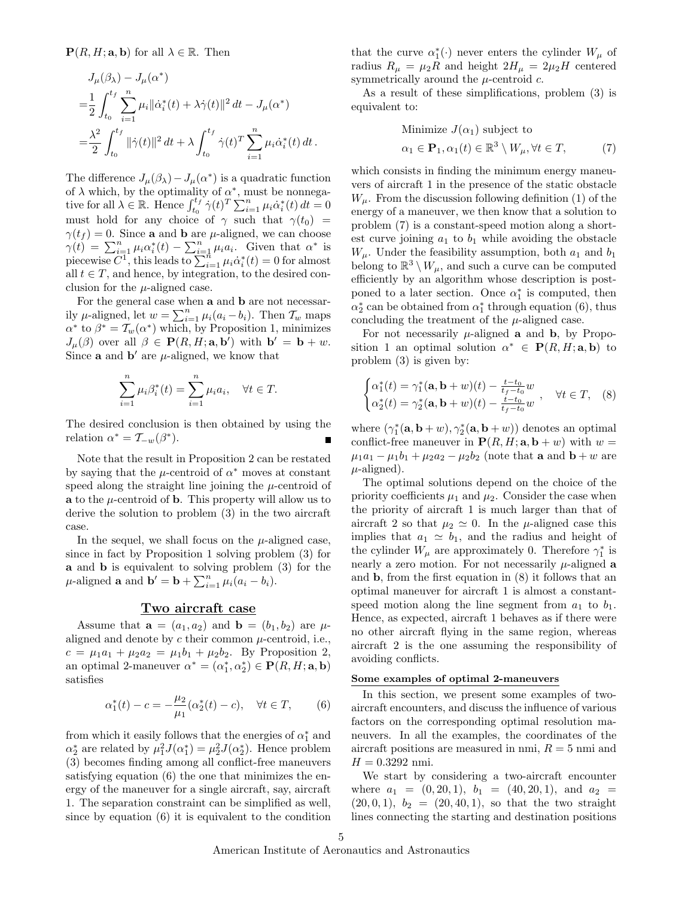$\mathbf{P}(R, H; \mathbf{a}, \mathbf{b})$ for all $\lambda \in \mathbb{R}$. Then

$$
\begin{aligned}
&J_\mu(\beta_\lambda) - J_\mu(\alpha^*) \\
=&\frac{1}{2}\int_{t_0}^{t_f} \sum_{i=1}^n \mu_i \|\dot{\alpha}_i^*(t) + \lambda\dot{\gamma}(t)\|^2\, dt - J_\mu(\alpha^*) \\
=&\frac{\lambda^2}{2}\int_{t_0}^{t_f} \|\dot{\gamma}(t)\|^2\, dt + \lambda \int_{t_0}^{t_f} \dot{\gamma}(t)^T \sum_{i=1}^n \mu_i \dot{\alpha}_i^*(t)\, dt\,.
\end{aligned}
$$

The difference $J_\mu(\beta_\lambda) - J_\mu(\alpha^*)$ is a quadratic function of $\lambda$ which, by the optimality of $\alpha^*$, must be nonnegative for all $\lambda \in \mathbb{R}$. Hence $\int_{t_0}^{t_f} \dot{\gamma}(t)^T \sum_{i=1}^n \mu_i \dot{\alpha}_i^*(t)\, dt = 0$ must hold for any choice of $\gamma$ such that $\gamma(t_0) = \gamma(t_f) = 0$. Since $\mathbf{a}$ and $\mathbf{b}$ are $\mu$-aligned, we can choose $\gamma(t) = \sum_{i=1}^n \mu_i \alpha_i^*(t) - \sum_{i=1}^n \mu_i a_i$. Given that $\alpha^*$ is piecewise $C^1$, this leads to $\sum_{i=1}^n \mu_i \dot{\alpha}_i^*(t) = 0$ for almost all $t \in T$, and hence, by integration, to the desired conclusion for the $\mu$-aligned case.

For the general case when $\mathbf{a}$ and $\mathbf{b}$ are not necessarily $\mu$-aligned, let $w = \sum_{i=1}^n \mu_i(a_i - b_i)$. Then $\mathcal{T}_w$ maps $\alpha^*$ to $\beta^* = \mathcal{T}_w(\alpha^*)$ which, by Proposition 1, minimizes $J_\mu(\beta)$ over all $\beta \in \mathbf{P}(R, H; \mathbf{a}, \mathbf{b}')$ with $\mathbf{b}' = \mathbf{b} + w$. Since $\mathbf{a}$ and $\mathbf{b}'$ are $\mu$-aligned, we know that

$$
\sum_{i=1}^n \mu_i \beta_i^*(t) = \sum_{i=1}^n \mu_i a_i, \quad \forall t \in T.
$$

The desired conclusion is then obtained by using the relation $\alpha^* = \mathcal{T}_{-w}(\beta^*)$. ∎

Note that the result in Proposition 2 can be restated by saying that the $\mu$-centroid of $\alpha^*$ moves at constant speed along the straight line joining the $\mu$-centroid of $\mathbf{a}$ to the $\mu$-centroid of $\mathbf{b}$. This property will allow us to derive the solution to problem (3) in the two aircraft case.

In the sequel, we shall focus on the $\mu$-aligned case, since in fact by Proposition 1 solving problem (3) for $\mathbf{a}$ and $\mathbf{b}$ is equivalent to solving problem (3) for the $\mu$-aligned $\mathbf{a}$ and $\mathbf{b}' = \mathbf{b} + \sum_{i=1}^n \mu_i(a_i - b_i)$.

## Two aircraft case

Assume that $\mathbf{a} = (a_1, a_2)$ and $\mathbf{b} = (b_1, b_2)$ are $\mu$-aligned and denote by $c$ their common $\mu$-centroid, i.e., $c = \mu_1 a_1 + \mu_2 a_2 = \mu_1 b_1 + \mu_2 b_2$. By Proposition 2, an optimal 2-maneuver $\alpha^* = (\alpha_1^*, \alpha_2^*) \in \mathbf{P}(R, H; \mathbf{a}, \mathbf{b})$ satisfies

$$
\alpha_1^*(t) - c = -\frac{\mu_2}{\mu_1}(\alpha_2^*(t) - c), \quad \forall t \in T, \qquad (6)
$$

from which it easily follows that the energies of $\alpha_1^*$ and $\alpha_2^*$ are related by $\mu_1^2 J(\alpha_1^*) = \mu_2^2 J(\alpha_2^*)$. Hence problem (3) becomes finding among all conflict-free maneuvers satisfying equation (6) the one that minimizes the energy of the maneuver for a single aircraft, say, aircraft 1. The separation constraint can be simplified as well, since by equation (6) it is equivalent to the condition that the curve $\alpha_1^*(\cdot)$ never enters the cylinder $W_\mu$ of radius $R_\mu = \mu_2 R$ and height $2H_\mu = 2\mu_2 H$ centered symmetrically around the $\mu$-centroid $c$.

As a result of these simplifications, problem (3) is equivalent to:

$$
\begin{aligned}
&\text{Minimize } J(\alpha_1) \text{ subject to} \\
&\alpha_1 \in \mathbf{P}_1, \alpha_1(t) \in \mathbb{R}^3 \setminus W_\mu, \forall t \in T,
\end{aligned}
\qquad (7)
$$

which consists in finding the minimum energy maneuvers of aircraft 1 in the presence of the static obstacle $W_\mu$. From the discussion following definition (1) of the energy of a maneuver, we then know that a solution to problem (7) is a constant-speed motion along a shortest curve joining $a_1$ to $b_1$ while avoiding the obstacle $W_\mu$. Under the feasibility assumption, both $a_1$ and $b_1$ belong to $\mathbb{R}^3 \setminus W_\mu$, and such a curve can be computed efficiently by an algorithm whose description is postponed to a later section. Once $\alpha_1^*$ is computed, then $\alpha_2^*$ can be obtained from $\alpha_1^*$ through equation (6), thus concluding the treatment of the $\mu$-aligned case.

For not necessarily $\mu$-aligned $\mathbf{a}$ and $\mathbf{b}$, by Proposition 1 an optimal solution $\alpha^* \in \mathbf{P}(R, H; \mathbf{a}, \mathbf{b})$ to problem (3) is given by:

$$
\begin{cases}
\alpha_1^*(t) = \gamma_1^*(\mathbf{a}, \mathbf{b} + w)(t) - \frac{t - t_0}{t_f - t_0} w \\
\alpha_2^*(t) = \gamma_2^*(\mathbf{a}, \mathbf{b} + w)(t) - \frac{t - t_0}{t_f - t_0} w
\end{cases}, \quad \forall t \in T, \qquad (8)
$$

where $(\gamma_1^*(\mathbf{a}, \mathbf{b} + w), \gamma_2^*(\mathbf{a}, \mathbf{b} + w))$ denotes an optimal conflict-free maneuver in $\mathbf{P}(R, H; \mathbf{a}, \mathbf{b} + w)$ with $w = \mu_1 a_1 - \mu_1 b_1 + \mu_2 a_2 - \mu_2 b_2$ (note that $\mathbf{a}$ and $\mathbf{b} + w$ are $\mu$-aligned).

The optimal solutions depend on the choice of the priority coefficients $\mu_1$ and $\mu_2$. Consider the case when the priority of aircraft 1 is much larger than that of aircraft 2 so that $\mu_2 \simeq 0$. In the $\mu$-aligned case this implies that $a_1 \simeq b_1$, and the radius and height of the cylinder $W_\mu$ are approximately 0. Therefore $\gamma_1^*$ is nearly a zero motion. For not necessarily $\mu$-aligned $\mathbf{a}$ and $\mathbf{b}$, from the first equation in (8) it follows that an optimal maneuver for aircraft 1 is almost a constant-speed motion along the line segment from $a_1$ to $b_1$. Hence, as expected, aircraft 1 behaves as if there were no other aircraft flying in the same region, whereas aircraft 2 is the one assuming the responsibility of avoiding conflicts.

### Some examples of optimal 2-maneuvers

In this section, we present some examples of two-aircraft encounters, and discuss the influence of various factors on the corresponding optimal resolution maneuvers. In all the examples, the coordinates of the aircraft positions are measured in nmi, $R = 5$ nmi and $H = 0.3292$ nmi.

We start by considering a two-aircraft encounter where $a_1 = (0, 20, 1)$, $b_1 = (40, 20, 1)$, and $a_2 = (20, 0, 1)$, $b_2 = (20, 40, 1)$, so that the two straight lines connecting the starting and destination positions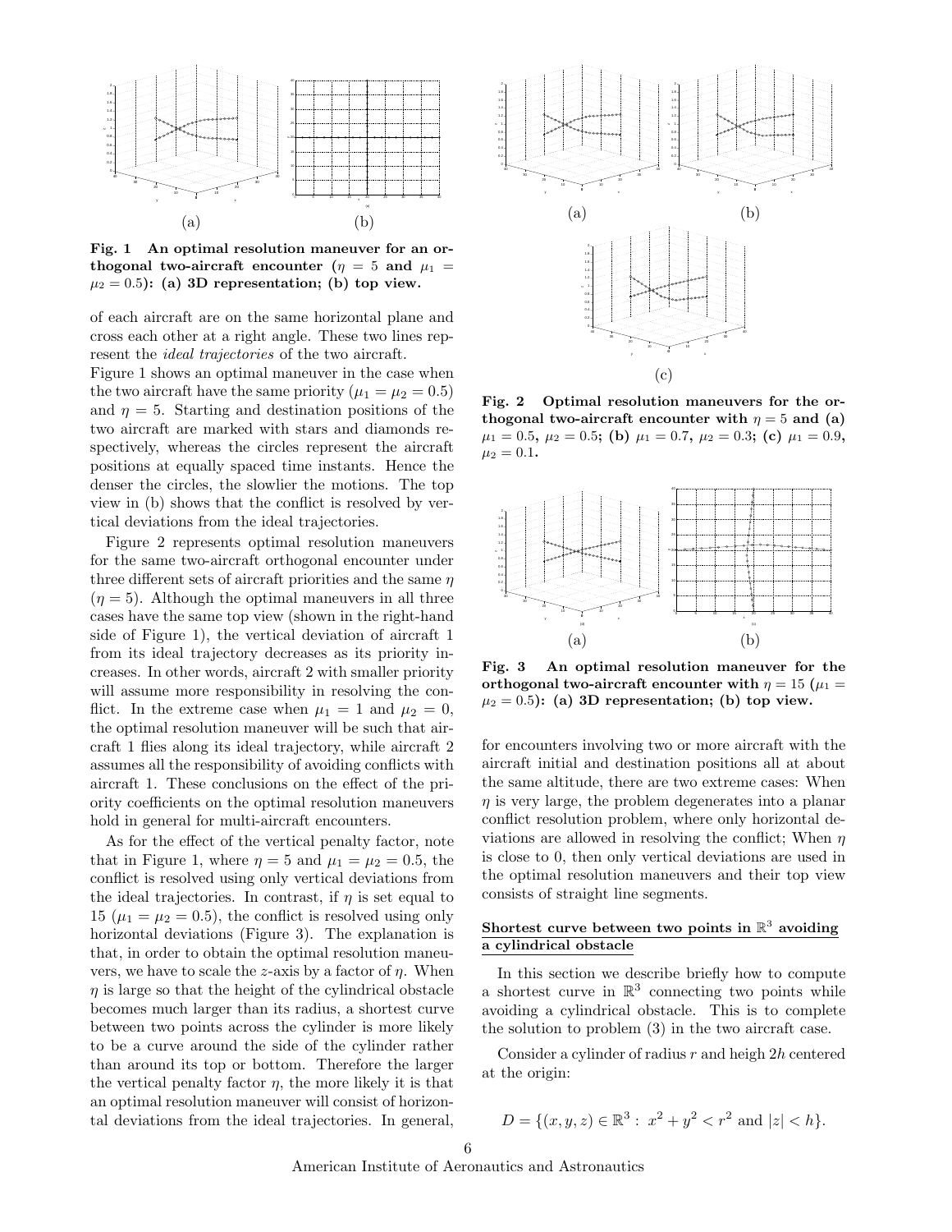(a) (b)

**Fig. 1 An optimal resolution maneuver for an orthogonal two-aircraft encounter ($\eta = 5$ and $\mu_1 = \mu_2 = 0.5$): (a) 3D representation; (b) top view.**

of each aircraft are on the same horizontal plane and cross each other at a right angle. These two lines represent the *ideal trajectories* of the two aircraft.

Figure 1 shows an optimal maneuver in the case when the two aircraft have the same priority ($\mu_1 = \mu_2 = 0.5$) and $\eta = 5$. Starting and destination positions of the two aircraft are marked with stars and diamonds respectively, whereas the circles represent the aircraft positions at equally spaced time instants. Hence the denser the circles, the slowlier the motions. The top view in (b) shows that the conflict is resolved by vertical deviations from the ideal trajectories.

Figure 2 represents optimal resolution maneuvers for the same two-aircraft orthogonal encounter under three different sets of aircraft priorities and the same $\eta$ ($\eta = 5$). Although the optimal maneuvers in all three cases have the same top view (shown in the right-hand side of Figure 1), the vertical deviation of aircraft 1 from its ideal trajectory decreases as its priority increases. In other words, aircraft 2 with smaller priority will assume more responsibility in resolving the conflict. In the extreme case when $\mu_1 = 1$ and $\mu_2 = 0$, the optimal resolution maneuver will be such that aircraft 1 flies along its ideal trajectory, while aircraft 2 assumes all the responsibility of avoiding conflicts with aircraft 1. These conclusions on the effect of the priority coefficients on the optimal resolution maneuvers hold in general for multi-aircraft encounters.

As for the effect of the vertical penalty factor, note that in Figure 1, where $\eta = 5$ and $\mu_1 = \mu_2 = 0.5$, the conflict is resolved using only vertical deviations from the ideal trajectories. In contrast, if $\eta$ is set equal to 15 ($\mu_1 = \mu_2 = 0.5$), the conflict is resolved using only horizontal deviations (Figure 3). The explanation is that, in order to obtain the optimal resolution maneuvers, we have to scale the $z$-axis by a factor of $\eta$. When $\eta$ is large so that the height of the cylindrical obstacle becomes much larger than its radius, a shortest curve between two points across the cylinder is more likely to be a curve around the side of the cylinder rather than around its top or bottom. Therefore the larger the vertical penalty factor $\eta$, the more likely it is that an optimal resolution maneuver will consist of horizontal deviations from the ideal trajectories. In general,

(a) (b)

(c)

**Fig. 2 Optimal resolution maneuvers for the orthogonal two-aircraft encounter with $\eta = 5$ and (a) $\mu_1 = 0.5$, $\mu_2 = 0.5$; (b) $\mu_1 = 0.7$, $\mu_2 = 0.3$; (c) $\mu_1 = 0.9$, $\mu_2 = 0.1$.**

(a) (b)

**Fig. 3 An optimal resolution maneuver for the orthogonal two-aircraft encounter with $\eta = 15$ ($\mu_1 = \mu_2 = 0.5$): (a) 3D representation; (b) top view.**

for encounters involving two or more aircraft with the aircraft initial and destination positions all at about the same altitude, there are two extreme cases: When $\eta$ is very large, the problem degenerates into a planar conflict resolution problem, where only horizontal deviations are allowed in resolving the conflict; When $\eta$ is close to 0, then only vertical deviations are used in the optimal resolution maneuvers and their top view consists of straight line segments.

## Shortest curve between two points in $\mathbb{R}^3$ avoiding a cylindrical obstacle

In this section we describe briefly how to compute a shortest curve in $\mathbb{R}^3$ connecting two points while avoiding a cylindrical obstacle. This is to complete the solution to problem (3) in the two aircraft case.

Consider a cylinder of radius $r$ and heigh $2h$ centered at the origin:

$$D = \{(x, y, z) \in \mathbb{R}^3 : \ x^2 + y^2 < r^2 \text{ and } |z| < h\}.$$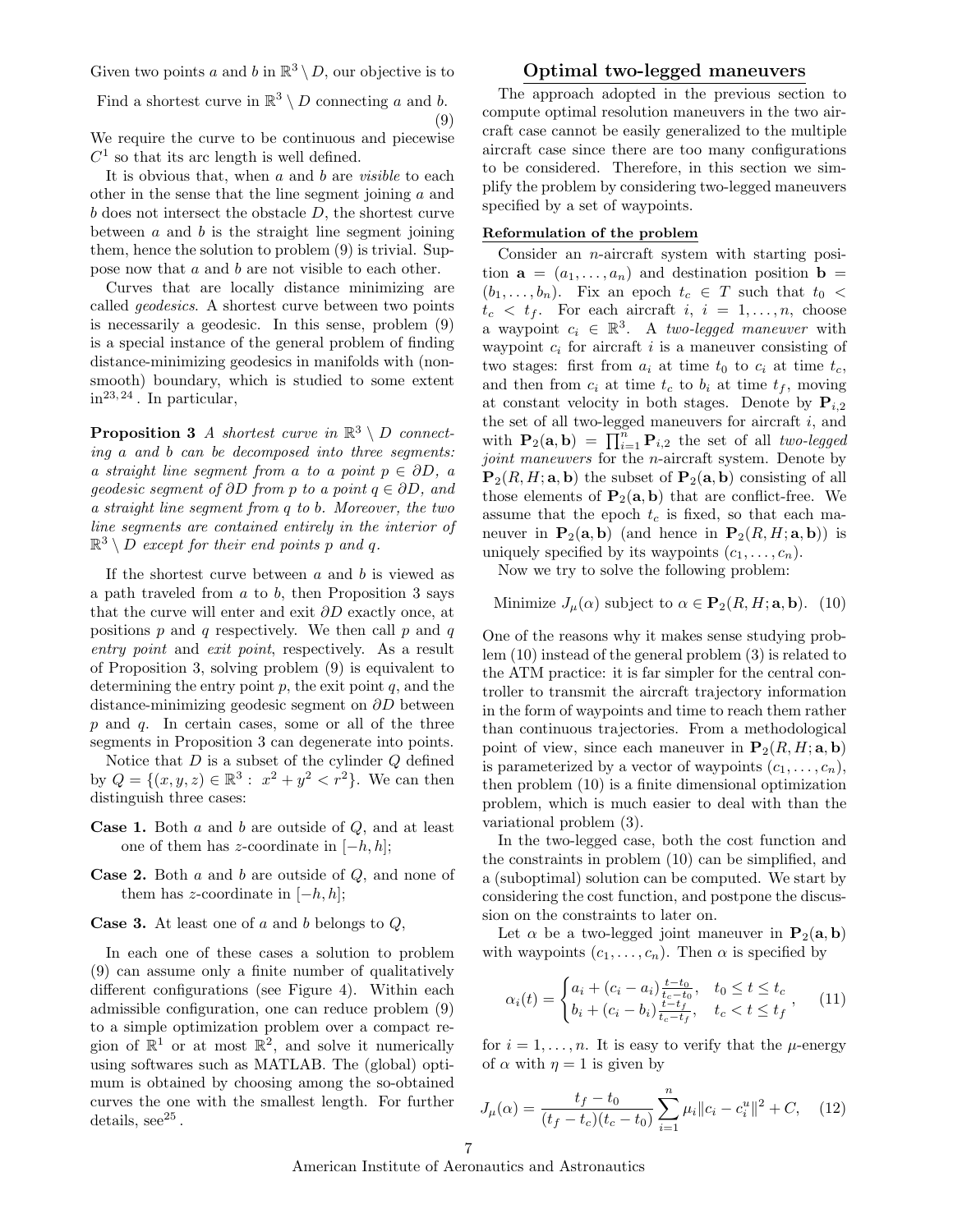Given two points $a$ and $b$ in $\mathbb{R}^3 \setminus D$, our objective is to

$$\text{Find a shortest curve in } \mathbb{R}^3 \setminus D \text{ connecting } a \text{ and } b. \quad (9)$$

We require the curve to be continuous and piecewise $C^1$ so that its arc length is well defined.

It is obvious that, when $a$ and $b$ are *visible* to each other in the sense that the line segment joining $a$ and $b$ does not intersect the obstacle $D$, the shortest curve between $a$ and $b$ is the straight line segment joining them, hence the solution to problem (9) is trivial. Suppose now that $a$ and $b$ are not visible to each other.

Curves that are locally distance minimizing are called *geodesics*. A shortest curve between two points is necessarily a geodesic. In this sense, problem (9) is a special instance of the general problem of finding distance-minimizing geodesics in manifolds with (nonsmooth) boundary, which is studied to some extent in[23, 24]. In particular,

**Proposition 3** *A shortest curve in $\mathbb{R}^3 \setminus D$ connecting $a$ and $b$ can be decomposed into three segments: a straight line segment from $a$ to a point $p \in \partial D$, a geodesic segment of $\partial D$ from $p$ to a point $q \in \partial D$, and a straight line segment from $q$ to $b$. Moreover, the two line segments are contained entirely in the interior of $\mathbb{R}^3 \setminus D$ except for their end points $p$ and $q$.*

If the shortest curve between $a$ and $b$ is viewed as a path traveled from $a$ to $b$, then Proposition 3 says that the curve will enter and exit $\partial D$ exactly once, at positions $p$ and $q$ respectively. We then call $p$ and $q$ *entry point* and *exit point*, respectively. As a result of Proposition 3, solving problem (9) is equivalent to determining the entry point $p$, the exit point $q$, and the distance-minimizing geodesic segment on $\partial D$ between $p$ and $q$. In certain cases, some or all of the three segments in Proposition 3 can degenerate into points.

Notice that $D$ is a subset of the cylinder $Q$ defined by $Q = \{(x, y, z) \in \mathbb{R}^3 : \ x^2 + y^2 < r^2\}$. We can then distinguish three cases:

**Case 1.** Both $a$ and $b$ are outside of $Q$, and at least one of them has $z$-coordinate in $[-h, h]$;

**Case 2.** Both $a$ and $b$ are outside of $Q$, and none of them has $z$-coordinate in $[-h, h]$;

**Case 3.** At least one of $a$ and $b$ belongs to $Q$,

In each one of these cases a solution to problem (9) can assume only a finite number of qualitatively different configurations (see Figure 4). Within each admissible configuration, one can reduce problem (9) to a simple optimization problem over a compact region of $\mathbb{R}^1$ or at most $\mathbb{R}^2$, and solve it numerically using softwares such as MATLAB. The (global) optimum is obtained by choosing among the so-obtained curves the one with the smallest length. For further details, see[25].

## Optimal two-legged maneuvers

The approach adopted in the previous section to compute optimal resolution maneuvers in the two aircraft case cannot be easily generalized to the multiple aircraft case since there are too many configurations to be considered. Therefore, in this section we simplify the problem by considering two-legged maneuvers specified by a set of waypoints.

### Reformulation of the problem

Consider an $n$-aircraft system with starting position $\mathbf{a} = (a_1, \dots, a_n)$ and destination position $\mathbf{b} = (b_1, \dots, b_n)$. Fix an epoch $t_c \in T$ such that $t_0 < t_c < t_f$. For each aircraft $i$, $i = 1, \dots, n$, choose a waypoint $c_i \in \mathbb{R}^3$. A *two-legged maneuver* with waypoint $c_i$ for aircraft $i$ is a maneuver consisting of two stages: first from $a_i$ at time $t_0$ to $c_i$ at time $t_c$, and then from $c_i$ at time $t_c$ to $b_i$ at time $t_f$, moving at constant velocity in both stages. Denote by $\mathbf{P}_{i,2}$ the set of all two-legged maneuvers for aircraft $i$, and with $\mathbf{P}_2(\mathbf{a}, \mathbf{b}) = \prod_{i=1}^{n} \mathbf{P}_{i,2}$ the set of all *two-legged joint maneuvers* for the $n$-aircraft system. Denote by $\mathbf{P}_2(R, H; \mathbf{a}, \mathbf{b})$ the subset of $\mathbf{P}_2(\mathbf{a}, \mathbf{b})$ consisting of all those elements of $\mathbf{P}_2(\mathbf{a}, \mathbf{b})$ that are conflict-free. We assume that the epoch $t_c$ is fixed, so that each maneuver in $\mathbf{P}_2(\mathbf{a}, \mathbf{b})$ (and hence in $\mathbf{P}_2(R, H; \mathbf{a}, \mathbf{b})$) is uniquely specified by its waypoints $(c_1, \dots, c_n)$.

Now we try to solve the following problem:

$$\text{Minimize } J_\mu(\alpha) \text{ subject to } \alpha \in \mathbf{P}_2(R, H; \mathbf{a}, \mathbf{b}). \quad (10)$$

One of the reasons why it makes sense studying problem (10) instead of the general problem (3) is related to the ATM practice: it is far simpler for the central controller to transmit the aircraft trajectory information in the form of waypoints and time to reach them rather than continuous trajectories. From a methodological point of view, since each maneuver in $\mathbf{P}_2(R, H; \mathbf{a}, \mathbf{b})$ is parameterized by a vector of waypoints $(c_1, \dots, c_n)$, then problem (10) is a finite dimensional optimization problem, which is much easier to deal with than the variational problem (3).

In the two-legged case, both the cost function and the constraints in problem (10) can be simplified, and a (suboptimal) solution can be computed. We start by considering the cost function, and postpone the discussion on the constraints to later on.

Let $\alpha$ be a two-legged joint maneuver in $\mathbf{P}_2(\mathbf{a}, \mathbf{b})$ with waypoints $(c_1, \dots, c_n)$. Then $\alpha$ is specified by

$$\alpha_i(t) = \begin{cases} a_i + (c_i - a_i)\frac{t - t_0}{t_c - t_0}, & t_0 \le t \le t_c \\ b_i + (c_i - b_i)\frac{t - t_f}{t_c - t_f}, & t_c < t \le t_f \end{cases}, \quad (11)$$

for $i = 1, \dots, n$. It is easy to verify that the $\mu$-energy of $\alpha$ with $\eta = 1$ is given by

$$J_\mu(\alpha) = \frac{t_f - t_0}{(t_f - t_c)(t_c - t_0)} \sum_{i=1}^{n} \mu_i \|c_i - c_i^u\|^2 + C, \quad (12)$$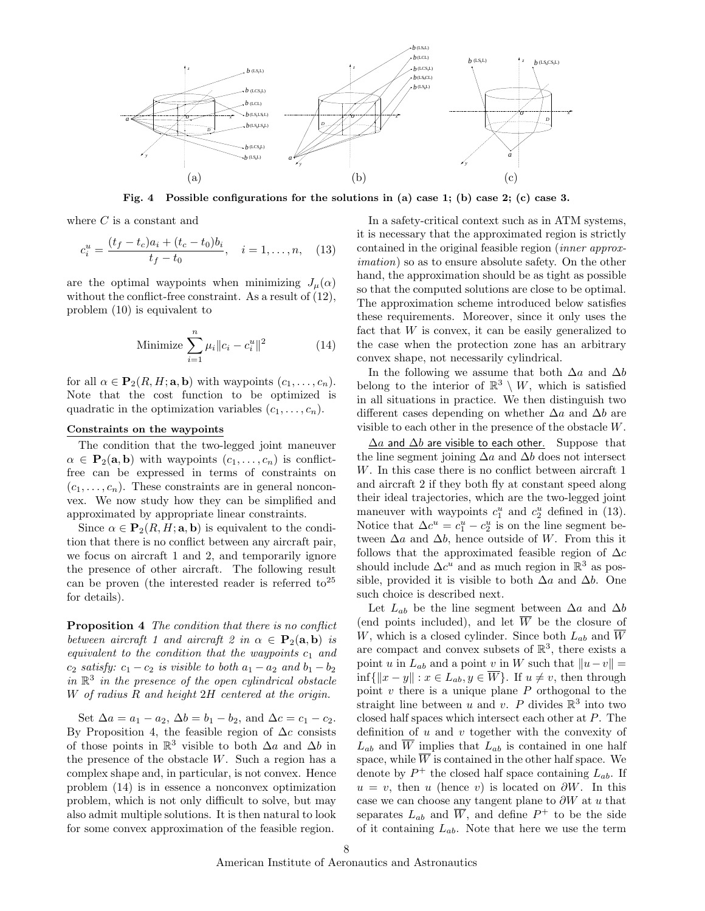Fig. 4 Possible configurations for the solutions in (a) case 1; (b) case 2; (c) case 3.

where $C$ is a constant and

$$c_i^u = \frac{(t_f - t_c)a_i + (t_c - t_0)b_i}{t_f - t_0}, \quad i = 1, \dots, n, \quad (13)$$

are the optimal waypoints when minimizing $J_\mu(\alpha)$ without the conflict-free constraint. As a result of (12), problem (10) is equivalent to

$$\text{Minimize} \sum_{i=1}^{n} \mu_i \|c_i - c_i^u\|^2 \quad (14)$$

for all $\alpha \in \mathbf{P}_2(R, H; \mathbf{a}, \mathbf{b})$ with waypoints $(c_1, \dots, c_n)$. Note that the cost function to be optimized is quadratic in the optimization variables $(c_1, \dots, c_n)$.

**Constraints on the waypoints**

The condition that the two-legged joint maneuver $\alpha \in \mathbf{P}_2(\mathbf{a}, \mathbf{b})$ with waypoints $(c_1, \dots, c_n)$ is conflict-free can be expressed in terms of constraints on $(c_1, \dots, c_n)$. These constraints are in general nonconvex. We now study how they can be simplified and approximated by appropriate linear constraints.

Since $\alpha \in \mathbf{P}_2(R, H; \mathbf{a}, \mathbf{b})$ is equivalent to the condition that there is no conflict between any aircraft pair, we focus on aircraft 1 and 2, and temporarily ignore the presence of other aircraft. The following result can be proven (the interested reader is referred to[25] for details).

**Proposition 4** *The condition that there is no conflict between aircraft 1 and aircraft 2 in $\alpha \in \mathbf{P}_2(\mathbf{a}, \mathbf{b})$ is equivalent to the condition that the waypoints $c_1$ and $c_2$ satisfy: $c_1 - c_2$ is visible to both $a_1 - a_2$ and $b_1 - b_2$ in $\mathbb{R}^3$ in the presence of the open cylindrical obstacle $W$ of radius $R$ and height $2H$ centered at the origin.*

Set $\Delta a = a_1 - a_2$, $\Delta b = b_1 - b_2$, and $\Delta c = c_1 - c_2$. By Proposition 4, the feasible region of $\Delta c$ consists of those points in $\mathbb{R}^3$ visible to both $\Delta a$ and $\Delta b$ in the presence of the obstacle $W$. Such a region has a complex shape and, in particular, is not convex. Hence problem (14) is in essence a nonconvex optimization problem, which is not only difficult to solve, but may also admit multiple solutions. It is then natural to look for some convex approximation of the feasible region.

In a safety-critical context such as in ATM systems, it is necessary that the approximated region is strictly contained in the original feasible region (*inner approximation*) so as to ensure absolute safety. On the other hand, the approximation should be as tight as possible so that the computed solutions are close to be optimal. The approximation scheme introduced below satisfies these requirements. Moreover, since it only uses the fact that $W$ is convex, it can be easily generalized to the case when the protection zone has an arbitrary convex shape, not necessarily cylindrical.

In the following we assume that both $\Delta a$ and $\Delta b$ belong to the interior of $\mathbb{R}^3 \setminus W$, which is satisfied in all situations in practice. We then distinguish two different cases depending on whether $\Delta a$ and $\Delta b$ are visible to each other in the presence of the obstacle $W$.

$\Delta a$ and $\Delta b$ are visible to each other. Suppose that the line segment joining $\Delta a$ and $\Delta b$ does not intersect $W$. In this case there is no conflict between aircraft 1 and aircraft 2 if they both fly at constant speed along their ideal trajectories, which are the two-legged joint maneuver with waypoints $c_1^u$ and $c_2^u$ defined in (13). Notice that $\Delta c^u = c_1^u - c_2^u$ is on the line segment between $\Delta a$ and $\Delta b$, hence outside of $W$. From this it follows that the approximated feasible region of $\Delta c$ should include $\Delta c^u$ and as much region in $\mathbb{R}^3$ as possible, provided it is visible to both $\Delta a$ and $\Delta b$. One such choice is described next.

Let $L_{ab}$ be the line segment between $\Delta a$ and $\Delta b$ (end points included), and let $\overline{W}$ be the closure of $W$, which is a closed cylinder. Since both $L_{ab}$ and $\overline{W}$ are compact and convex subsets of $\mathbb{R}^3$, there exists a point $u$ in $L_{ab}$ and a point $v$ in $W$ such that $\|u - v\| = \inf\{\|x - y\| : x \in L_{ab}, y \in \overline{W}\}$. If $u \neq v$, then through point $v$ there is a unique plane $P$ orthogonal to the straight line between $u$ and $v$. $P$ divides $\mathbb{R}^3$ into two closed half spaces which intersect each other at $P$. The definition of $u$ and $v$ together with the convexity of $L_{ab}$ and $\overline{W}$ implies that $L_{ab}$ is contained in one half space, while $\overline{W}$ is contained in the other half space. We denote by $P^+$ the closed half space containing $L_{ab}$. If $u = v$, then $u$ (hence $v$) is located on $\partial W$. In this case we can choose any tangent plane to $\partial W$ at $u$ that separates $L_{ab}$ and $\overline{W}$, and define $P^+$ to be the side of it containing $L_{ab}$. Note that here we use the term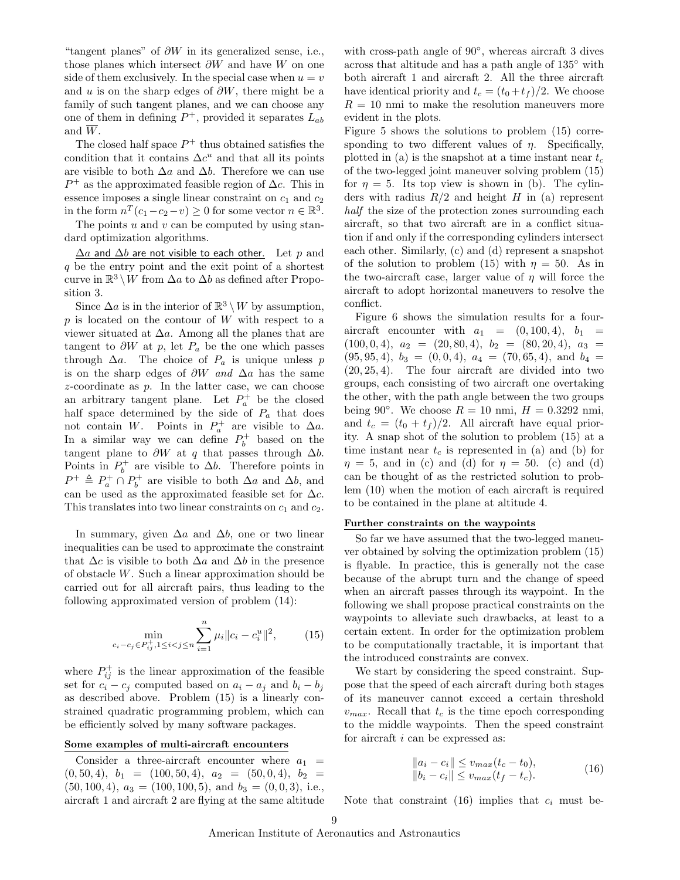"tangent planes" of $\partial W$ in its generalized sense, i.e., those planes which intersect $\partial W$ and have $W$ on one side of them exclusively. In the special case when $u = v$ and $u$ is on the sharp edges of $\partial W$, there might be a family of such tangent planes, and we can choose any one of them in defining $P^+$, provided it separates $L_{ab}$ and $\overline{W}$.

The closed half space $P^+$ thus obtained satisfies the condition that it contains $\Delta c^u$ and that all its points are visible to both $\Delta a$ and $\Delta b$. Therefore we can use $P^+$ as the approximated feasible region of $\Delta c$. This in essence imposes a single linear constraint on $c_1$ and $c_2$ in the form $n^T(c_1 - c_2 - v) \geq 0$ for some vector $n \in \mathbb{R}^3$.

The points $u$ and $v$ can be computed by using standard optimization algorithms.

<u>$\Delta a$ and $\Delta b$ are not visible to each other.</u> Let $p$ and $q$ be the entry point and the exit point of a shortest curve in $\mathbb{R}^3 \setminus W$ from $\Delta a$ to $\Delta b$ as defined after Proposition 3.

Since $\Delta a$ is in the interior of $\mathbb{R}^3 \setminus W$ by assumption, $p$ is located on the contour of $W$ with respect to a viewer situated at $\Delta a$. Among all the planes that are tangent to $\partial W$ at $p$, let $P_a$ be the one which passes through $\Delta a$. The choice of $P_a$ is unique unless $p$ is on the sharp edges of $\partial W$ *and* $\Delta a$ has the same $z$-coordinate as $p$. In the latter case, we can choose an arbitrary tangent plane. Let $P_a^+$ be the closed half space determined by the side of $P_a$ that does not contain $W$. Points in $P_a^+$ are visible to $\Delta a$. In a similar way we can define $P_b^+$ based on the tangent plane to $\partial W$ at $q$ that passes through $\Delta b$. Points in $P_b^+$ are visible to $\Delta b$. Therefore points in $P^+ \triangleq P_a^+ \cap P_b^+$ are visible to both $\Delta a$ and $\Delta b$, and can be used as the approximated feasible set for $\Delta c$. This translates into two linear constraints on $c_1$ and $c_2$.

In summary, given $\Delta a$ and $\Delta b$, one or two linear inequalities can be used to approximate the constraint that $\Delta c$ is visible to both $\Delta a$ and $\Delta b$ in the presence of obstacle $W$. Such a linear approximation should be carried out for all aircraft pairs, thus leading to the following approximated version of problem (14):

$$\min_{c_i - c_j \in P_{ij}^+, 1 \leq i < j \leq n} \sum_{i=1}^{n} \mu_i \|c_i - c_i^u\|^2, \tag{15}$$

where $P_{ij}^+$ is the linear approximation of the feasible set for $c_i - c_j$ computed based on $a_i - a_j$ and $b_i - b_j$ as described above. Problem (15) is a linearly constrained quadratic programming problem, which can be efficiently solved by many software packages.

**<u>Some examples of multi-aircraft encounters</u>**

Consider a three-aircraft encounter where $a_1 = (0, 50, 4)$, $b_1 = (100, 50, 4)$, $a_2 = (50, 0, 4)$, $b_2 = (50, 100, 4)$, $a_3 = (100, 100, 5)$, and $b_3 = (0, 0, 3)$, i.e., aircraft 1 and aircraft 2 are flying at the same altitude with cross-path angle of 90°, whereas aircraft 3 dives across that altitude and has a path angle of 135° with both aircraft 1 and aircraft 2. All the three aircraft have identical priority and $t_c = (t_0 + t_f)/2$. We choose $R = 10$ nmi to make the resolution maneuvers more evident in the plots.

Figure 5 shows the solutions to problem (15) corresponding to two different values of $\eta$. Specifically, plotted in (a) is the snapshot at a time instant near $t_c$ of the two-legged joint maneuver solving problem (15) for $\eta = 5$. Its top view is shown in (b). The cylinders with radius $R/2$ and height $H$ in (a) represent *half* the size of the protection zones surrounding each aircraft, so that two aircraft are in a conflict situation if and only if the corresponding cylinders intersect each other. Similarly, (c) and (d) represent a snapshot of the solution to problem (15) with $\eta = 50$. As in the two-aircraft case, larger value of $\eta$ will force the aircraft to adopt horizontal maneuvers to resolve the conflict.

Figure 6 shows the simulation results for a four-aircraft encounter with $a_1 = (0, 100, 4)$, $b_1 = (100, 0, 4)$, $a_2 = (20, 80, 4)$, $b_2 = (80, 20, 4)$, $a_3 = (95, 95, 4)$, $b_3 = (0, 0, 4)$, $a_4 = (70, 65, 4)$, and $b_4 = (20, 25, 4)$. The four aircraft are divided into two groups, each consisting of two aircraft one overtaking the other, with the path angle between the two groups being 90°. We choose $R = 10$ nmi, $H = 0.3292$ nmi, and $t_c = (t_0 + t_f)/2$. All aircraft have equal priority. A snap shot of the solution to problem (15) at a time instant near $t_c$ is represented in (a) and (b) for $\eta = 5$, and in (c) and (d) for $\eta = 50$. (c) and (d) can be thought of as the restricted solution to problem (10) when the motion of each aircraft is required to be contained in the plane at altitude 4.

**<u>Further constraints on the waypoints</u>**

So far we have assumed that the two-legged maneuver obtained by solving the optimization problem (15) is flyable. In practice, this is generally not the case because of the abrupt turn and the change of speed when an aircraft passes through its waypoint. In the following we shall propose practical constraints on the waypoints to alleviate such drawbacks, at least to a certain extent. In order for the optimization problem to be computationally tractable, it is important that the introduced constraints are convex.

We start by considering the speed constraint. Suppose that the speed of each aircraft during both stages of its maneuver cannot exceed a certain threshold $v_{max}$. Recall that $t_c$ is the time epoch corresponding to the middle waypoints. Then the speed constraint for aircraft $i$ can be expressed as:

$$\begin{aligned} \|a_i - c_i\| &\leq v_{max}(t_c - t_0), \\ \|b_i - c_i\| &\leq v_{max}(t_f - t_c). \end{aligned} \tag{16}$$

Note that constraint (16) implies that $c_i$ must be-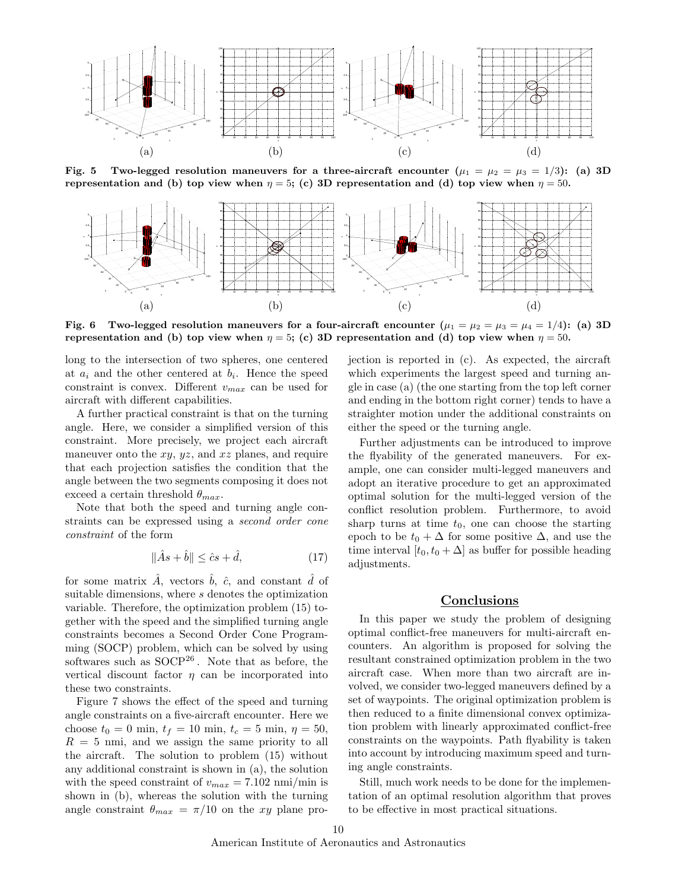Fig. 5 Two-legged resolution maneuvers for a three-aircraft encounter ($\mu_1 = \mu_2 = \mu_3 = 1/3$): (a) 3D representation and (b) top view when $\eta = 5$; (c) 3D representation and (d) top view when $\eta = 50$.

Fig. 6 Two-legged resolution maneuvers for a four-aircraft encounter ($\mu_1 = \mu_2 = \mu_3 = \mu_4 = 1/4$): (a) 3D representation and (b) top view when $\eta = 5$; (c) 3D representation and (d) top view when $\eta = 50$.

long to the intersection of two spheres, one centered at $a_i$ and the other centered at $b_i$. Hence the speed constraint is convex. Different $v_{max}$ can be used for aircraft with different capabilities.

A further practical constraint is that on the turning angle. Here, we consider a simplified version of this constraint. More precisely, we project each aircraft maneuver onto the $xy$, $yz$, and $xz$ planes, and require that each projection satisfies the condition that the angle between the two segments composing it does not exceed a certain threshold $\theta_{max}$.

Note that both the speed and turning angle constraints can be expressed using a *second order cone constraint* of the form

$$\|\hat{A}s + \hat{b}\| \leq \hat{c}s + \hat{d}, \tag{17}$$

for some matrix $\hat{A}$, vectors $\hat{b}$, $\hat{c}$, and constant $\hat{d}$ of suitable dimensions, where $s$ denotes the optimization variable. Therefore, the optimization problem (15) together with the speed and the simplified turning angle constraints becomes a Second Order Cone Programming (SOCP) problem, which can be solved by using softwares such as SOCP[26]. Note that as before, the vertical discount factor $\eta$ can be incorporated into these two constraints.

Figure 7 shows the effect of the speed and turning angle constraints on a five-aircraft encounter. Here we choose $t_0 = 0$ min, $t_f = 10$ min, $t_c = 5$ min, $\eta = 50$, $R = 5$ nmi, and we assign the same priority to all the aircraft. The solution to problem (15) without any additional constraint is shown in (a), the solution with the speed constraint of $v_{max} = 7.102$ nmi/min is shown in (b), whereas the solution with the turning angle constraint $\theta_{max} = \pi/10$ on the $xy$ plane projection is reported in (c). As expected, the aircraft which experiments the largest speed and turning angle in case (a) (the one starting from the top left corner and ending in the bottom right corner) tends to have a straighter motion under the additional constraints on either the speed or the turning angle.

Further adjustments can be introduced to improve the flyability of the generated maneuvers. For example, one can consider multi-legged maneuvers and adopt an iterative procedure to get an approximated optimal solution for the multi-legged version of the conflict resolution problem. Furthermore, to avoid sharp turns at time $t_0$, one can choose the starting epoch to be $t_0 + \Delta$ for some positive $\Delta$, and use the time interval $[t_0, t_0 + \Delta]$ as buffer for possible heading adjustments.

## Conclusions

In this paper we study the problem of designing optimal conflict-free maneuvers for multi-aircraft encounters. An algorithm is proposed for solving the resultant constrained optimization problem in the two aircraft case. When more than two aircraft are involved, we consider two-legged maneuvers defined by a set of waypoints. The original optimization problem is then reduced to a finite dimensional convex optimization problem with linearly approximated conflict-free constraints on the waypoints. Path flyability is taken into account by introducing maximum speed and turning angle constraints.

Still, much work needs to be done for the implementation of an optimal resolution algorithm that proves to be effective in most practical situations.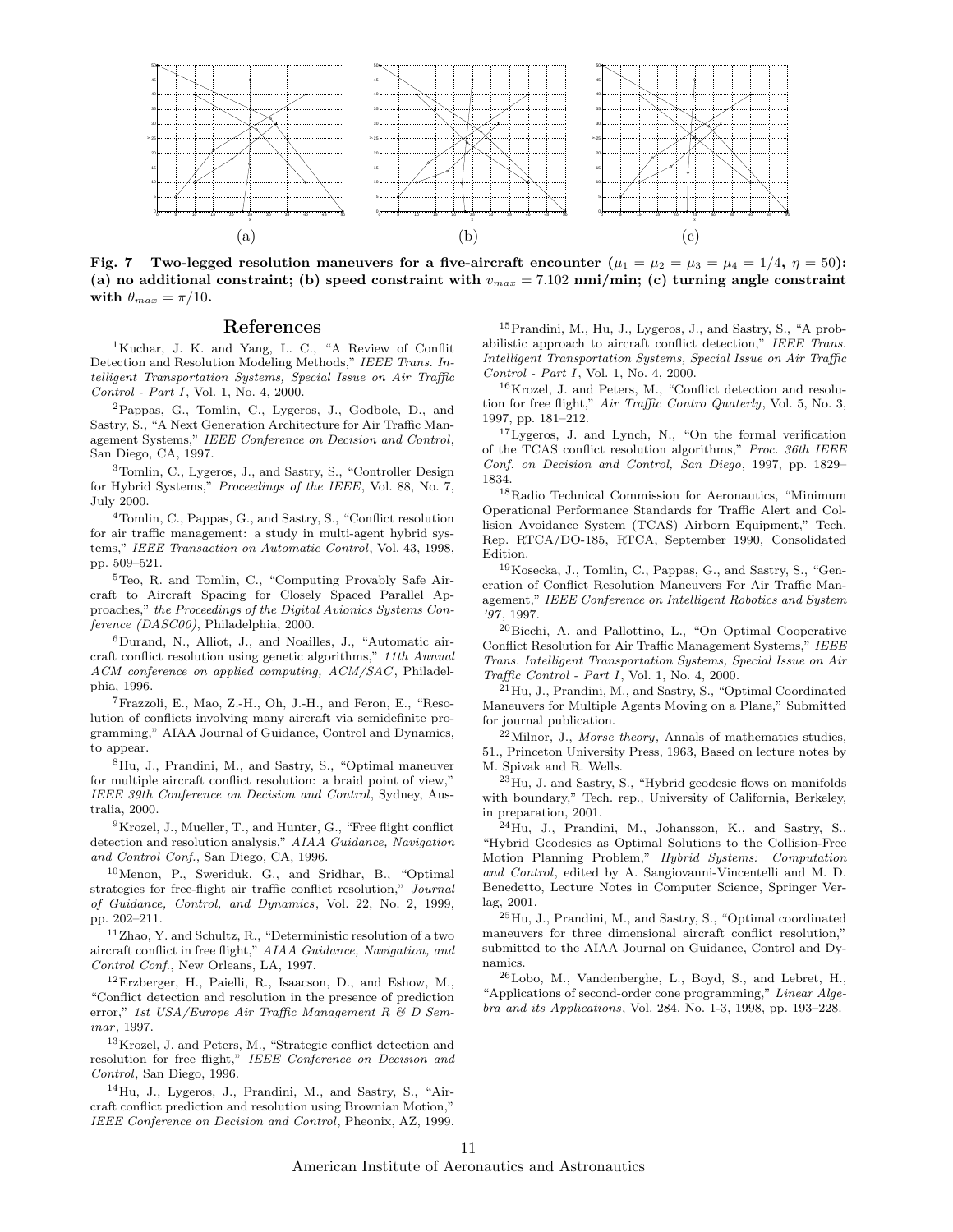(a) (b) (c)

**Fig. 7 Two-legged resolution maneuvers for a five-aircraft encounter ($\mu_1 = \mu_2 = \mu_3 = \mu_4 = 1/4$, $\eta = 50$): (a) no additional constraint; (b) speed constraint with $v_{max} = 7.102$ nmi/min; (c) turning angle constraint with $\theta_{max} = \pi/10$.**

## References

[1]Kuchar, J. K. and Yang, L. C., "A Review of Conflit Detection and Resolution Modeling Methods," *IEEE Trans. Intelligent Transportation Systems, Special Issue on Air Traffic Control - Part I*, Vol. 1, No. 4, 2000.

[2]Pappas, G., Tomlin, C., Lygeros, J., Godbole, D., and Sastry, S., "A Next Generation Architecture for Air Traffic Management Systems," *IEEE Conference on Decision and Control*, San Diego, CA, 1997.

[3]Tomlin, C., Lygeros, J., and Sastry, S., "Controller Design for Hybrid Systems," *Proceedings of the IEEE*, Vol. 88, No. 7, July 2000.

[4]Tomlin, C., Pappas, G., and Sastry, S., "Conflict resolution for air traffic management: a study in multi-agent hybrid systems," *IEEE Transaction on Automatic Control*, Vol. 43, 1998, pp. 509–521.

[5]Teo, R. and Tomlin, C., "Computing Provably Safe Aircraft to Aircraft Spacing for Closely Spaced Parallel Approaches," *the Proceedings of the Digital Avionics Systems Conference (DASC00)*, Philadelphia, 2000.

[6]Durand, N., Alliot, J., and Noailles, J., "Automatic aircraft conflict resolution using genetic algorithms," *11th Annual ACM conference on applied computing, ACM/SAC*, Philadelphia, 1996.

[7]Frazzoli, E., Mao, Z.-H., Oh, J.-H., and Feron, E., "Resolution of conflicts involving many aircraft via semidefinite programming," AIAA Journal of Guidance, Control and Dynamics, to appear.

[8]Hu, J., Prandini, M., and Sastry, S., "Optimal maneuver for multiple aircraft conflict resolution: a braid point of view," *IEEE 39th Conference on Decision and Control*, Sydney, Australia, 2000.

[9]Krozel, J., Mueller, T., and Hunter, G., "Free flight conflict detection and resolution analysis," *AIAA Guidance, Navigation and Control Conf.*, San Diego, CA, 1996.

[10]Menon, P., Sweriduk, G., and Sridhar, B., "Optimal strategies for free-flight air traffic conflict resolution," *Journal of Guidance, Control, and Dynamics*, Vol. 22, No. 2, 1999, pp. 202–211.

[11]Zhao, Y. and Schultz, R., "Deterministic resolution of a two aircraft conflict in free flight," *AIAA Guidance, Navigation, and Control Conf.*, New Orleans, LA, 1997.

[12]Erzberger, H., Paielli, R., Isaacson, D., and Eshow, M., "Conflict detection and resolution in the presence of prediction error," *1st USA/Europe Air Traffic Management R & D Seminar*, 1997.

[13]Krozel, J. and Peters, M., "Strategic conflict detection and resolution for free flight," *IEEE Conference on Decision and Control*, San Diego, 1996.

[14]Hu, J., Lygeros, J., Prandini, M., and Sastry, S., "Aircraft conflict prediction and resolution using Brownian Motion," *IEEE Conference on Decision and Control*, Pheonix, AZ, 1999.

[15]Prandini, M., Hu, J., Lygeros, J., and Sastry, S., "A probabilistic approach to aircraft conflict detection," *IEEE Trans. Intelligent Transportation Systems, Special Issue on Air Traffic Control - Part I*, Vol. 1, No. 4, 2000.

[16]Krozel, J. and Peters, M., "Conflict detection and resolution for free flight," *Air Traffic Contro Quaterly*, Vol. 5, No. 3, 1997, pp. 181–212.

[17]Lygeros, J. and Lynch, N., "On the formal verification of the TCAS conflict resolution algorithms," *Proc. 36th IEEE Conf. on Decision and Control, San Diego*, 1997, pp. 1829–1834.

[18]Radio Technical Commission for Aeronautics, "Minimum Operational Performance Standards for Traffic Alert and Collision Avoidance System (TCAS) Airborn Equipment," Tech. Rep. RTCA/DO-185, RTCA, September 1990, Consolidated Edition.

[19]Kosecka, J., Tomlin, C., Pappas, G., and Sastry, S., "Generation of Conflict Resolution Maneuvers For Air Traffic Management," *IEEE Conference on Intelligent Robotics and System '97*, 1997.

[20]Bicchi, A. and Pallottino, L., "On Optimal Cooperative Conflict Resolution for Air Traffic Management Systems," *IEEE Trans. Intelligent Transportation Systems, Special Issue on Air Traffic Control - Part I*, Vol. 1, No. 4, 2000.

[21]Hu, J., Prandini, M., and Sastry, S., "Optimal Coordinated Maneuvers for Multiple Agents Moving on a Plane," Submitted for journal publication.

[22]Milnor, J., *Morse theory*, Annals of mathematics studies, 51., Princeton University Press, 1963, Based on lecture notes by M. Spivak and R. Wells.

[23]Hu, J. and Sastry, S., "Hybrid geodesic flows on manifolds with boundary," Tech. rep., University of California, Berkeley, in preparation, 2001.

[24]Hu, J., Prandini, M., Johansson, K., and Sastry, S., "Hybrid Geodesics as Optimal Solutions to the Collision-Free Motion Planning Problem," *Hybrid Systems: Computation and Control*, edited by A. Sangiovanni-Vincentelli and M. D. Benedetto, Lecture Notes in Computer Science, Springer Verlag, 2001.

[25]Hu, J., Prandini, M., and Sastry, S., "Optimal coordinated maneuvers for three dimensional aircraft conflict resolution," submitted to the AIAA Journal on Guidance, Control and Dynamics.

[26]Lobo, M., Vandenberghe, L., Boyd, S., and Lebret, H., "Applications of second-order cone programming," *Linear Algebra and its Applications*, Vol. 284, No. 1-3, 1998, pp. 193–228.